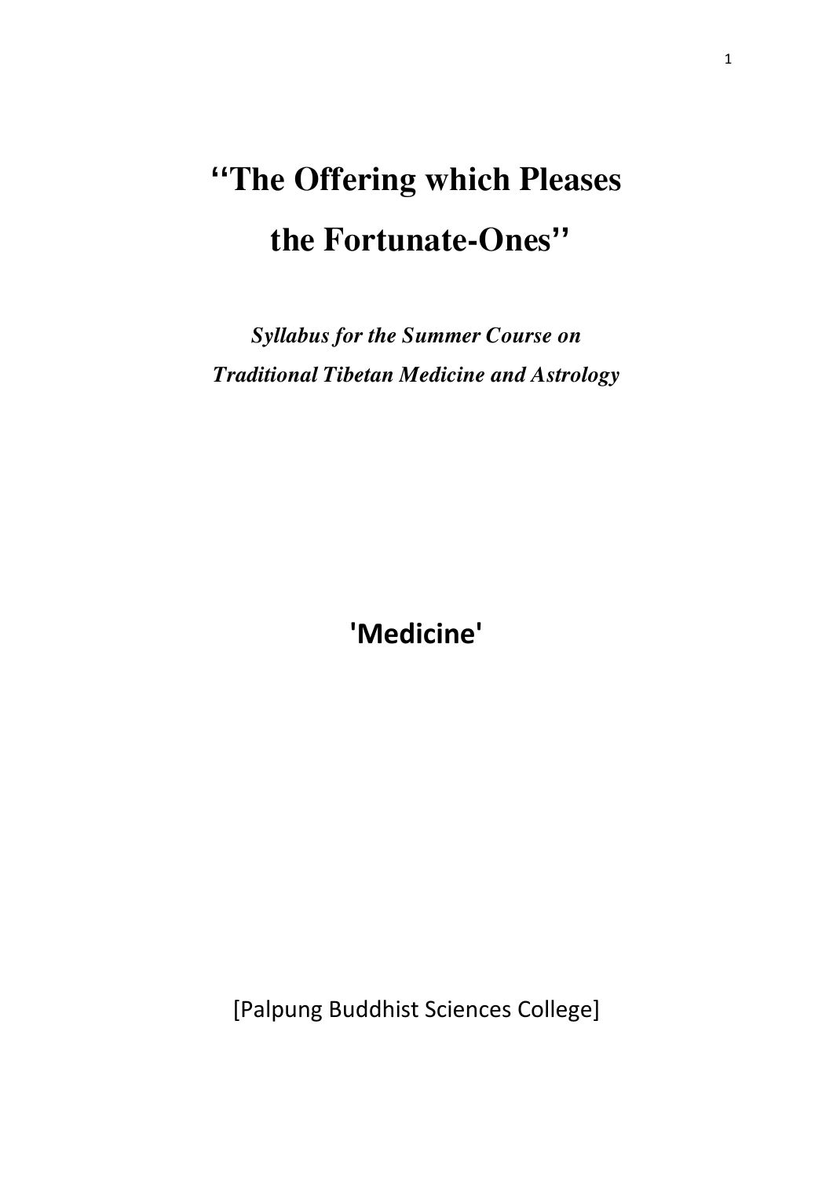# ‘‘The Offering which Pleases the Fortunate-Ones’’

***Syllabus for the Summer Course on Traditional Tibetan Medicine and Astrology***

**'Medicine'**

[Palpung Buddhist Sciences College]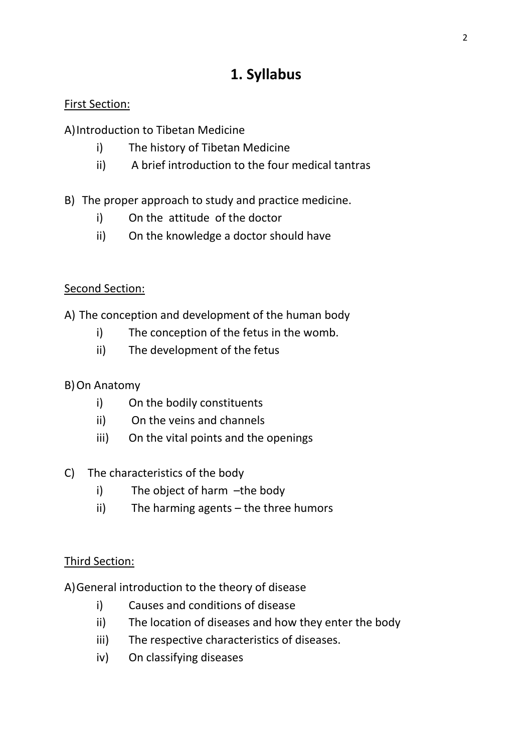# 1. Syllabus

First Section:

A) Introduction to Tibetan Medicine

  i) The history of Tibetan Medicine
  ii) A brief introduction to the four medical tantras

B) The proper approach to study and practice medicine.

  i) On the attitude of the doctor
  ii) On the knowledge a doctor should have

Second Section:

A) The conception and development of the human body

  i) The conception of the fetus in the womb.
  ii) The development of the fetus

B) On Anatomy

  i) On the bodily constituents
  ii) On the veins and channels
  iii) On the vital points and the openings

C) The characteristics of the body

  i) The object of harm –the body
  ii) The harming agents – the three humors

Third Section:

A) General introduction to the theory of disease

  i) Causes and conditions of disease
  ii) The location of diseases and how they enter the body
  iii) The respective characteristics of diseases.
  iv) On classifying diseases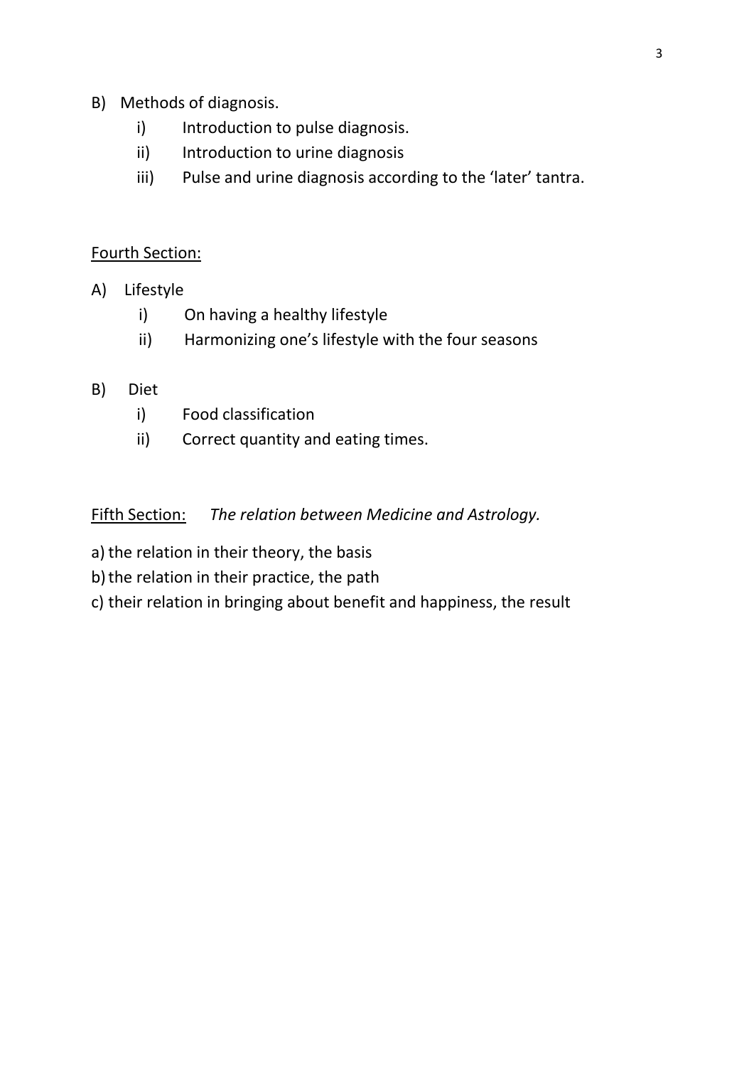B) Methods of diagnosis.

- i) Introduction to pulse diagnosis.
- ii) Introduction to urine diagnosis
- iii) Pulse and urine diagnosis according to the 'later' tantra.

<u>Fourth Section:</u>

A) Lifestyle

- i) On having a healthy lifestyle
- ii) Harmonizing one's lifestyle with the four seasons

B) Diet

- i) Food classification
- ii) Correct quantity and eating times.

<u>Fifth Section:</u> *The relation between Medicine and Astrology.*

a) the relation in their theory, the basis

b) the relation in their practice, the path

c) their relation in bringing about benefit and happiness, the result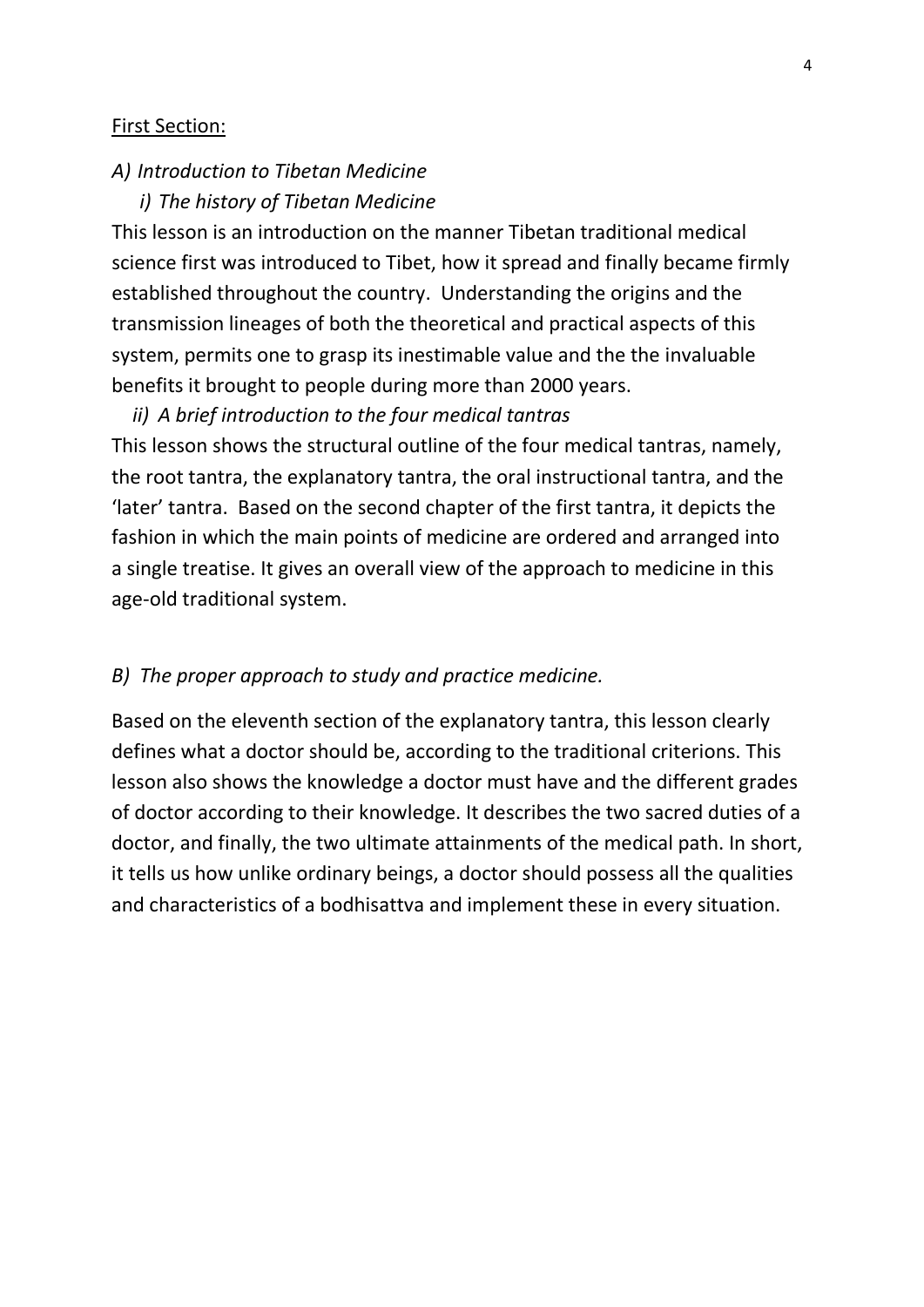First Section:

*A) Introduction to Tibetan Medicine*

*i) The history of Tibetan Medicine*

This lesson is an introduction on the manner Tibetan traditional medical science first was introduced to Tibet, how it spread and finally became firmly established throughout the country. Understanding the origins and the transmission lineages of both the theoretical and practical aspects of this system, permits one to grasp its inestimable value and the the invaluable benefits it brought to people during more than 2000 years.

*ii) A brief introduction to the four medical tantras*

This lesson shows the structural outline of the four medical tantras, namely, the root tantra, the explanatory tantra, the oral instructional tantra, and the 'later' tantra. Based on the second chapter of the first tantra, it depicts the fashion in which the main points of medicine are ordered and arranged into a single treatise. It gives an overall view of the approach to medicine in this age-old traditional system.

*B) The proper approach to study and practice medicine.*

Based on the eleventh section of the explanatory tantra, this lesson clearly defines what a doctor should be, according to the traditional criterions. This lesson also shows the knowledge a doctor must have and the different grades of doctor according to their knowledge. It describes the two sacred duties of a doctor, and finally, the two ultimate attainments of the medical path. In short, it tells us how unlike ordinary beings, a doctor should possess all the qualities and characteristics of a bodhisattva and implement these in every situation.